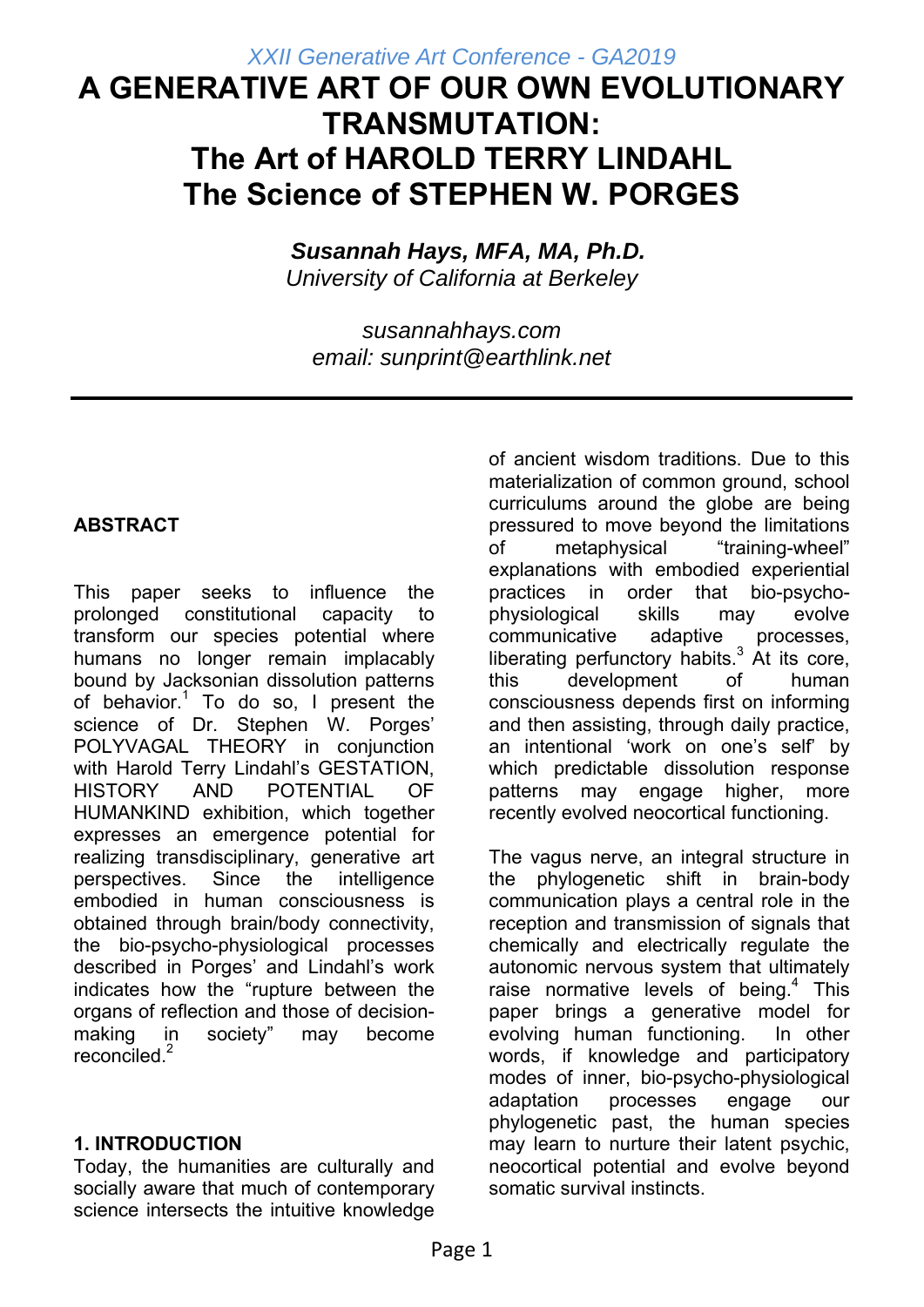*XXII Generative Art Conference - GA2019*

# A GENERATIVE ART OF OUR OWN EVOLUTIONARY TRANSMUTATION: The Art of HAROLD TERRY LINDAHL The Science of STEPHEN W. PORGES

***Susannah Hays, MFA, MA, Ph.D.***
*University of California at Berkeley*

*susannahhays.com*
*email: sunprint@earthlink.net*

---

## ABSTRACT

This paper seeks to influence the prolonged constitutional capacity to transform our species potential where humans no longer remain implacably bound by Jacksonian dissolution patterns of behavior.[1] To do so, I present the science of Dr. Stephen W. Porges' POLYVAGAL THEORY in conjunction with Harold Terry Lindahl's GESTATION, HISTORY AND POTENTIAL OF HUMANKIND exhibition, which together expresses an emergence potential for realizing transdisciplinary, generative art perspectives. Since the intelligence embodied in human consciousness is obtained through brain/body connectivity, the bio-psycho-physiological processes described in Porges' and Lindahl's work indicates how the "rupture between the organs of reflection and those of decision-making in society" may become reconciled.[2]

## 1. INTRODUCTION

Today, the humanities are culturally and socially aware that much of contemporary science intersects the intuitive knowledge of ancient wisdom traditions. Due to this materialization of common ground, school curriculums around the globe are being pressured to move beyond the limitations of metaphysical "training-wheel" explanations with embodied experiential practices in order that bio-psycho-physiological skills may evolve communicative adaptive processes, liberating perfunctory habits.[3] At its core, this development of human consciousness depends first on informing and then assisting, through daily practice, an intentional 'work on one's self' by which predictable dissolution response patterns may engage higher, more recently evolved neocortical functioning.

The vagus nerve, an integral structure in the phylogenetic shift in brain-body communication plays a central role in the reception and transmission of signals that chemically and electrically regulate the autonomic nervous system that ultimately raise normative levels of being.[4] This paper brings a generative model for evolving human functioning. In other words, if knowledge and participatory modes of inner, bio-psycho-physiological adaptation processes engage our phylogenetic past, the human species may learn to nurture their latent psychic, neocortical potential and evolve beyond somatic survival instincts.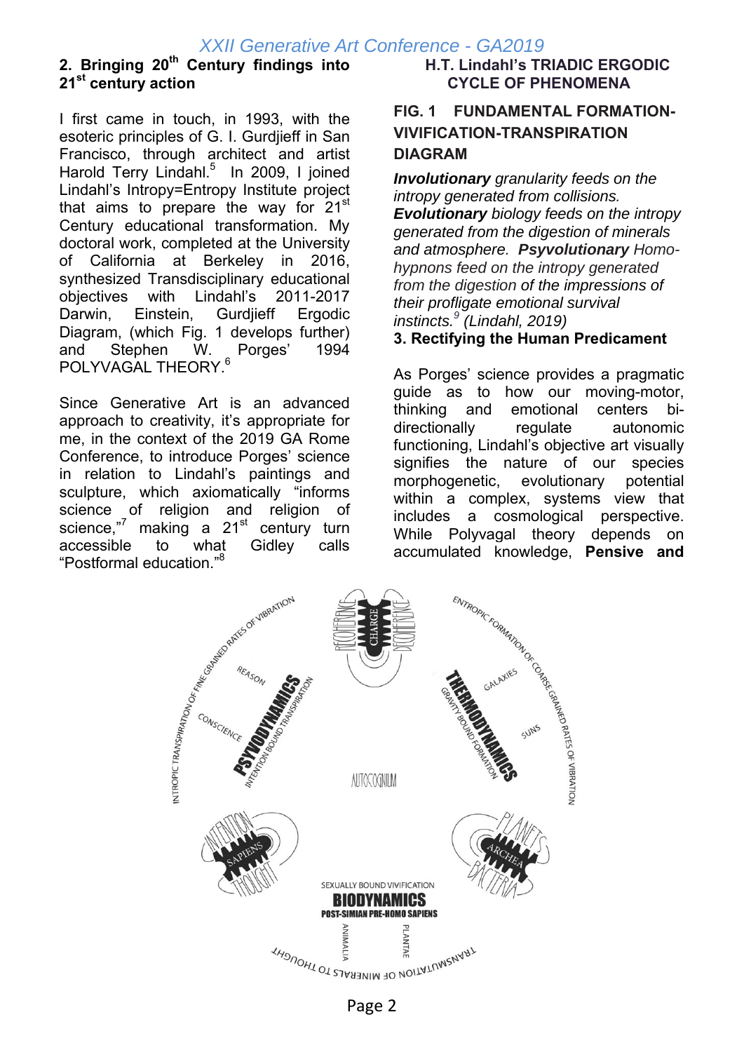## 2. Bringing 20th Century findings into 21st century action

I first came in touch, in 1993, with the esoteric principles of G. I. Gurdjieff in San Francisco, through architect and artist Harold Terry Lindahl.[5] In 2009, I joined Lindahl's Intropy=Entropy Institute project that aims to prepare the way for 21st Century educational transformation. My doctoral work, completed at the University of California at Berkeley in 2016, synthesized Transdisciplinary educational objectives with Lindahl's 2011-2017 Darwin, Einstein, Gurdjieff Ergodic Diagram, (which Fig. 1 develops further) and Stephen W. Porges' 1994 POLYVAGAL THEORY.[6]

Since Generative Art is an advanced approach to creativity, it's appropriate for me, in the context of the 2019 GA Rome Conference, to introduce Porges' science in relation to Lindahl's paintings and sculpture, which axiomatically "informs science of religion and religion of science,"[7] making a 21st century turn accessible to what Gidley calls "Postformal education."[8]

### H.T. Lindahl's TRIADIC ERGODIC CYCLE OF PHENOMENA

#### FIG. 1 FUNDAMENTAL FORMATION-VIVIFICATION-TRANSPIRATION DIAGRAM

***Involutionary*** *granularity feeds on the intropy generated from collisions.* ***Evolutionary*** *biology feeds on the intropy generated from the digestion of minerals and atmosphere.* ***Psyvolutionary*** *Homo-hypnons feed on the intropy generated from the digestion of the impressions of their profligate emotional survival instincts.*[9] *(Lindahl, 2019)*

## 3. Rectifying the Human Predicament

As Porges' science provides a pragmatic guide as to how our moving-motor, thinking and emotional centers bi-directionally regulate autonomic functioning, Lindahl's objective art visually signifies the nature of our species morphogenetic, evolutionary potential within a complex, systems view that includes a cosmological perspective. While Polyvagal theory depends on accumulated knowledge, **Pensive and**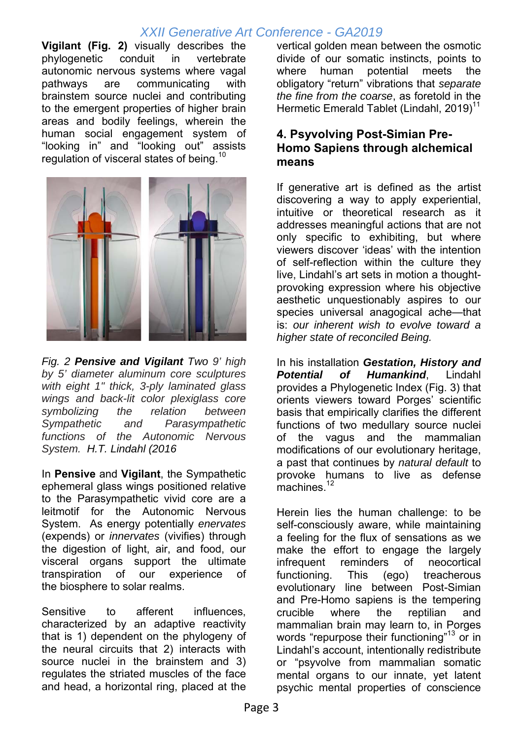**Vigilant (Fig. 2)** visually describes the phylogenetic conduit in vertebrate autonomic nervous systems where vagal pathways are communicating with brainstem source nuclei and contributing to the emergent properties of higher brain areas and bodily feelings, wherein the human social engagement system of "looking in" and "looking out" assists regulation of visceral states of being.[10]

*Fig. 2* ***Pensive and Vigilant*** *Two 9' high by 5' diameter aluminum core sculptures with eight 1" thick, 3-ply laminated glass wings and back-lit color plexiglass core symbolizing the relation between Sympathetic and Parasympathetic functions of the Autonomic Nervous System. H.T. Lindahl (2016*

In **Pensive** and **Vigilant**, the Sympathetic ephemeral glass wings positioned relative to the Parasympathetic vivid core are a leitmotif for the Autonomic Nervous System. As energy potentially *enervates* (expends) or *innervates* (vivifies) through the digestion of light, air, and food, our visceral organs support the ultimate transpiration of our experience of the biosphere to solar realms.

Sensitive to afferent influences, characterized by an adaptive reactivity that is 1) dependent on the phylogeny of the neural circuits that 2) interacts with source nuclei in the brainstem and 3) regulates the striated muscles of the face and head, a horizontal ring, placed at the vertical golden mean between the osmotic divide of our somatic instincts, points to where human potential meets the obligatory "return" vibrations that *separate the fine from the coarse*, as foretold in the Hermetic Emerald Tablet (Lindahl, 2019)[11]

## 4. Psyvolving Post-Simian Pre-Homo Sapiens through alchemical means

If generative art is defined as the artist discovering a way to apply experiential, intuitive or theoretical research as it addresses meaningful actions that are not only specific to exhibiting, but where viewers discover 'ideas' with the intention of self-reflection within the culture they live, Lindahl's art sets in motion a thought-provoking expression where his objective aesthetic unquestionably aspires to our species universal anagogical ache—that is: *our inherent wish to evolve toward a higher state of reconciled Being.*

In his installation ***Gestation, History and Potential of Humankind***, Lindahl provides a Phylogenetic Index (Fig. 3) that orients viewers toward Porges' scientific basis that empirically clarifies the different functions of two medullary source nuclei of the vagus and the mammalian modifications of our evolutionary heritage, a past that continues by *natural default* to provoke humans to live as defense machines.[12]

Herein lies the human challenge: to be self-consciously aware, while maintaining a feeling for the flux of sensations as we make the effort to engage the largely infrequent reminders of neocortical functioning. This (ego) treacherous evolutionary line between Post-Simian and Pre-Homo sapiens is the tempering crucible where the reptilian and mammalian brain may learn to, in Porges words "repurpose their functioning"[13] or in Lindahl's account, intentionally redistribute or "psyvolve from mammalian somatic mental organs to our innate, yet latent psychic mental properties of conscience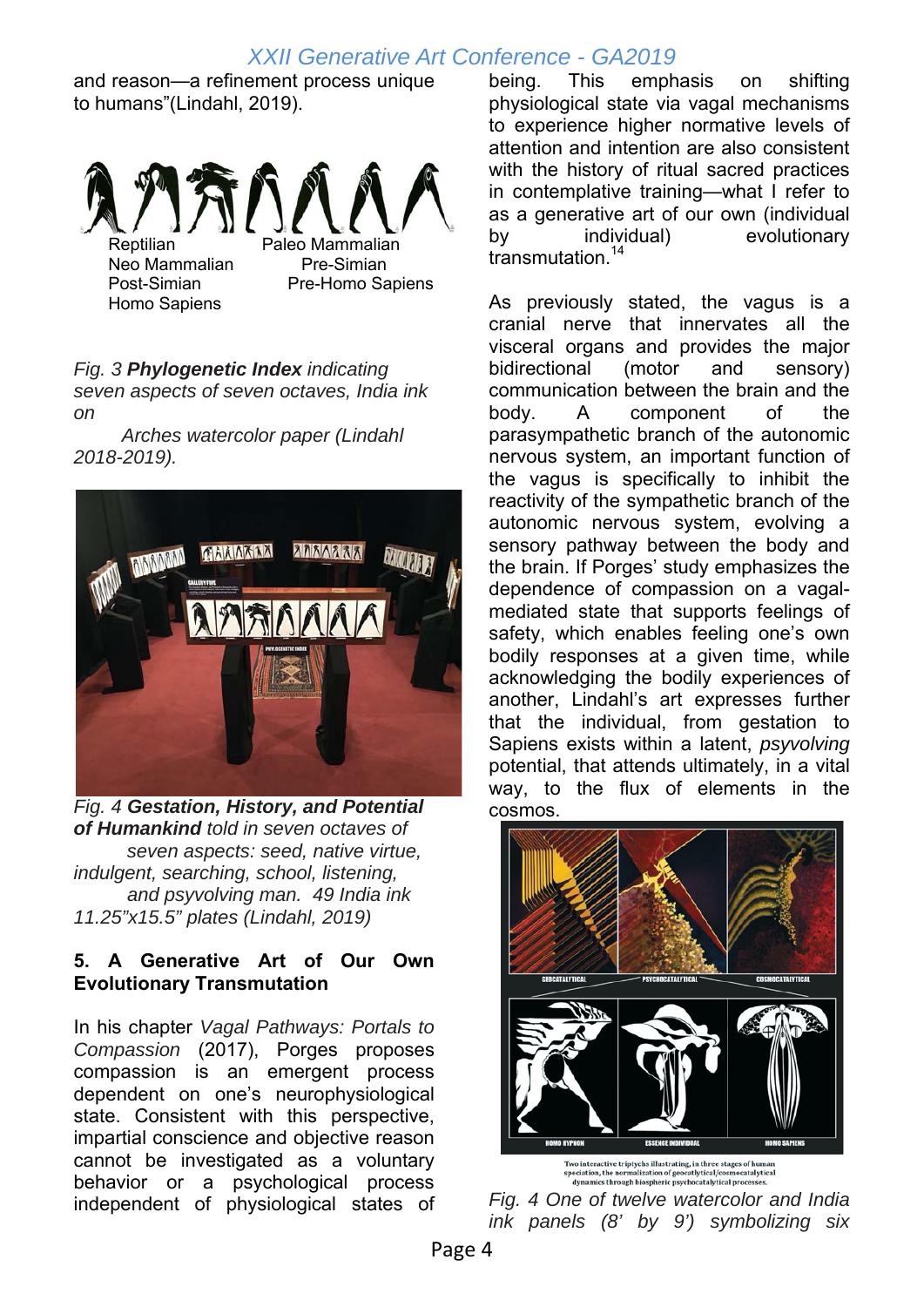and reason—a refinement process unique to humans"(Lindahl, 2019).

Reptilian
Neo Mammalian
Post-Simian
Homo Sapiens

Paleo Mammalian
Pre-Simian
Pre-Homo Sapiens

*Fig. 3* ***Phylogenetic Index*** *indicating seven aspects of seven octaves, India ink on Arches watercolor paper (Lindahl 2018-2019).*

*Fig. 4* ***Gestation, History, and Potential of Humankind*** *told in seven octaves of seven aspects: seed, native virtue, indulgent, searching, school, listening, and psyvolving man. 49 India ink 11.25"x15.5" plates (Lindahl, 2019)*

## 5. A Generative Art of Our Own Evolutionary Transmutation

In his chapter *Vagal Pathways: Portals to Compassion* (2017), Porges proposes compassion is an emergent process dependent on one's neurophysiological state. Consistent with this perspective, impartial conscience and objective reason cannot be investigated as a voluntary behavior or a psychological process independent of physiological states of being. This emphasis on shifting physiological state via vagal mechanisms to experience higher normative levels of attention and intention are also consistent with the history of ritual sacred practices in contemplative training—what I refer to as a generative art of our own (individual by individual) evolutionary transmutation.[14]

As previously stated, the vagus is a cranial nerve that innervates all the visceral organs and provides the major bidirectional (motor and sensory) communication between the brain and the body. A component of the parasympathetic branch of the autonomic nervous system, an important function of the vagus is specifically to inhibit the reactivity of the sympathetic branch of the autonomic nervous system, evolving a sensory pathway between the body and the brain. If Porges' study emphasizes the dependence of compassion on a vagal-mediated state that supports feelings of safety, which enables feeling one's own bodily responses at a given time, while acknowledging the bodily experiences of another, Lindahl's art expresses further that the individual, from gestation to Sapiens exists within a latent, *psyvolving* potential, that attends ultimately, in a vital way, to the flux of elements in the cosmos.

*Fig. 4 One of twelve watercolor and India ink panels (8' by 9') symbolizing six*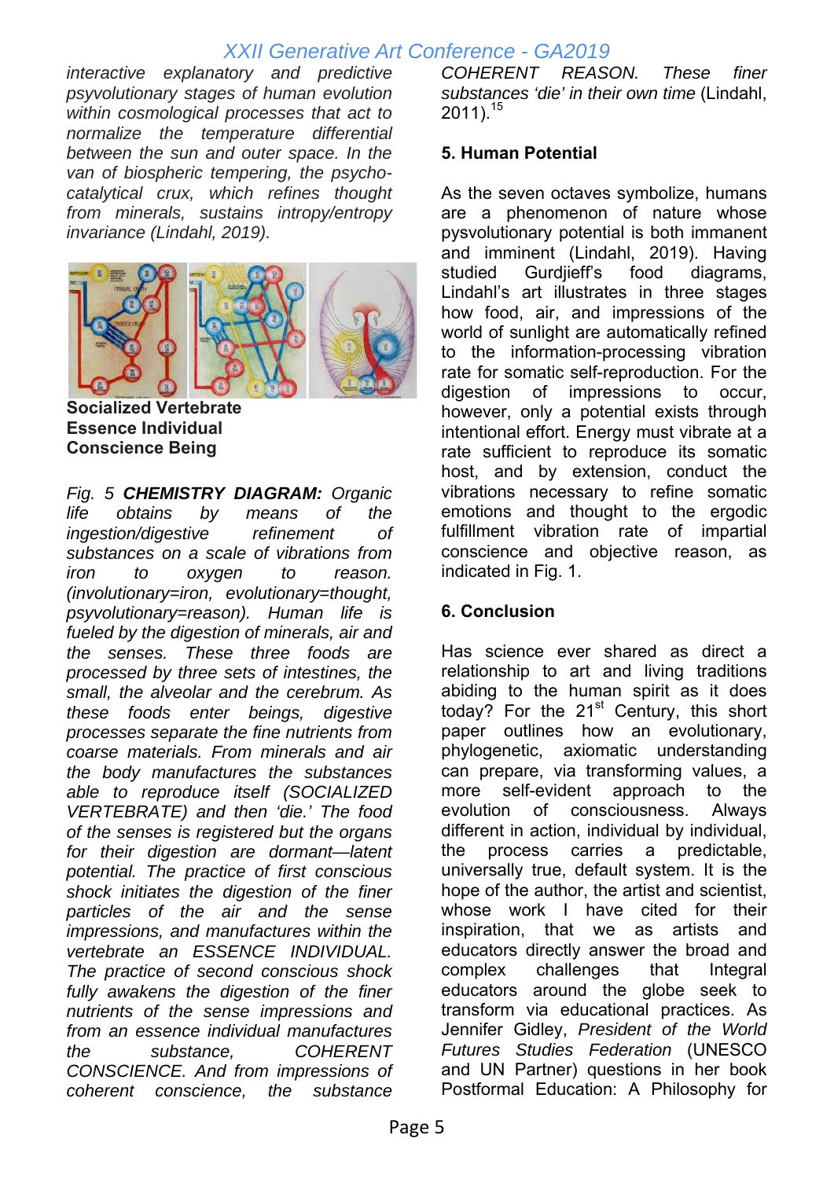*interactive explanatory and predictive psyvolutionary stages of human evolution within cosmological processes that act to normalize the temperature differential between the sun and outer space. In the van of biospheric tempering, the psycho-catalytical crux, which refines thought from minerals, sustains intropy/entropy invariance (Lindahl, 2019).*

**Socialized Vertebrate**
**Essence Individual**
**Conscience Being**

*Fig. 5* ***CHEMISTRY DIAGRAM:*** *Organic life obtains by means of the ingestion/digestive refinement of substances on a scale of vibrations from iron to oxygen to reason. (involutionary=iron, evolutionary=thought, psyvolutionary=reason). Human life is fueled by the digestion of minerals, air and the senses. These three foods are processed by three sets of intestines, the small, the alveolar and the cerebrum. As these foods enter beings, digestive processes separate the fine nutrients from coarse materials. From minerals and air the body manufactures the substances able to reproduce itself (SOCIALIZED VERTEBRATE) and then 'die.' The food of the senses is registered but the organs for their digestion are dormant—latent potential. The practice of first conscious shock initiates the digestion of the finer particles of the air and the sense impressions, and manufactures within the vertebrate an ESSENCE INDIVIDUAL. The practice of second conscious shock fully awakens the digestion of the finer nutrients of the sense impressions and from an essence individual manufactures the substance, COHERENT CONSCIENCE. And from impressions of coherent conscience, the substance COHERENT REASON. These finer substances 'die' in their own time* (Lindahl, 2011).[15]

## 5. Human Potential

As the seven octaves symbolize, humans are a phenomenon of nature whose psyvolutionary potential is both immanent and imminent (Lindahl, 2019). Having studied Gurdjieff's food diagrams, Lindahl's art illustrates in three stages how food, air, and impressions of the world of sunlight are automatically refined to the information-processing vibration rate for somatic self-reproduction. For the digestion of impressions to occur, however, only a potential exists through intentional effort. Energy must vibrate at a rate sufficient to reproduce its somatic host, and by extension, conduct the vibrations necessary to refine somatic emotions and thought to the ergodic fulfillment vibration rate of impartial conscience and objective reason, as indicated in Fig. 1.

## 6. Conclusion

Has science ever shared as direct a relationship to art and living traditions abiding to the human spirit as it does today? For the 21st Century, this short paper outlines how an evolutionary, phylogenetic, axiomatic understanding can prepare, via transforming values, a more self-evident approach to the evolution of consciousness. Always different in action, individual by individual, the process carries a predictable, universally true, default system. It is the hope of the author, the artist and scientist, whose work I have cited for their inspiration, that we as artists and educators directly answer the broad and complex challenges that Integral educators around the globe seek to transform via educational practices. As Jennifer Gidley, *President of the World Futures Studies Federation* (UNESCO and UN Partner) questions in her book Postformal Education: A Philosophy for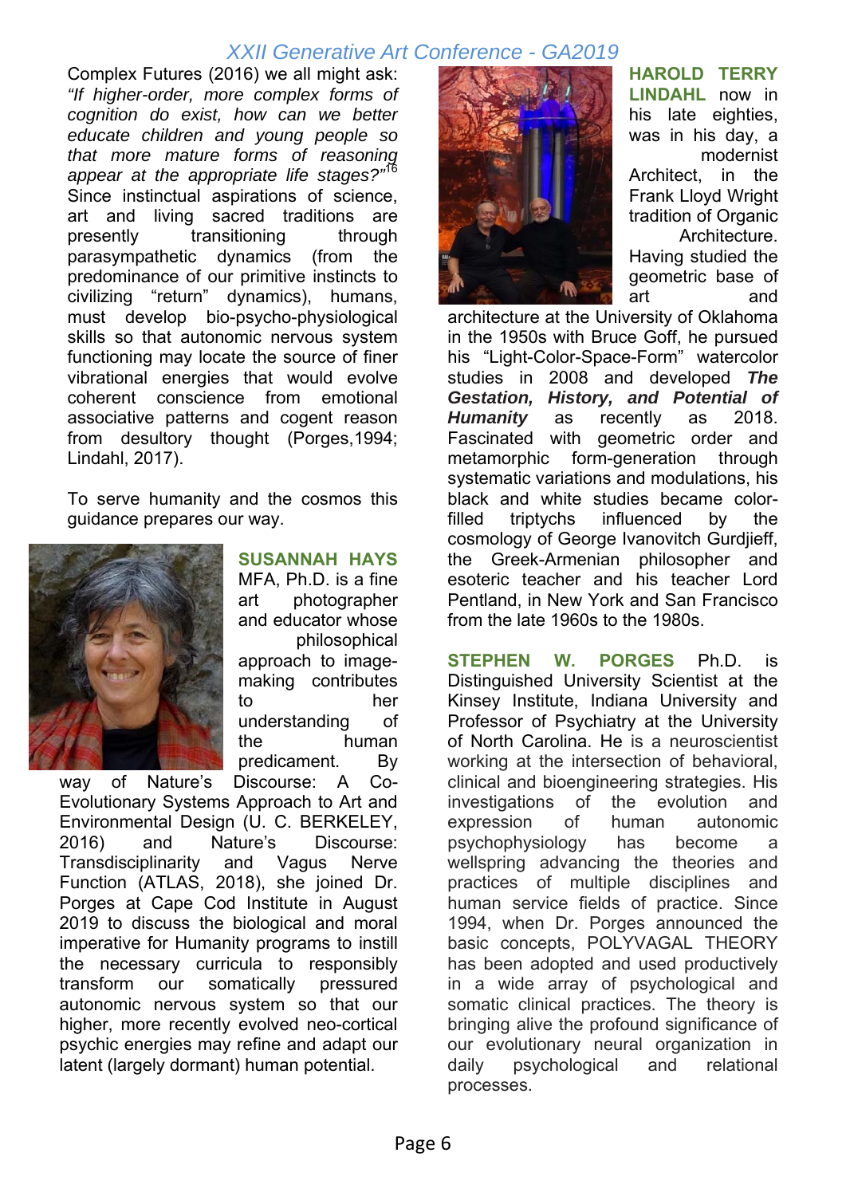Complex Futures (2016) we all might ask: *"If higher-order, more complex forms of cognition do exist, how can we better educate children and young people so that more mature forms of reasoning appear at the appropriate life stages?"*[16] Since instinctual aspirations of science, art and living sacred traditions are presently transitioning through parasympathetic dynamics (from the predominance of our primitive instincts to civilizing "return" dynamics), humans, must develop bio-psycho-physiological skills so that autonomic nervous system functioning may locate the source of finer vibrational energies that would evolve coherent conscience from emotional associative patterns and cogent reason from desultory thought (Porges,1994; Lindahl, 2017).

To serve humanity and the cosmos this guidance prepares our way.

**SUSANNAH HAYS** MFA, Ph.D. is a fine art photographer and educator whose philosophical approach to image-making contributes to her understanding of the human predicament. By way of Nature's Discourse: A Co-Evolutionary Systems Approach to Art and Environmental Design (U. C. BERKELEY, 2016) and Nature's Discourse: Transdisciplinarity and Vagus Nerve Function (ATLAS, 2018), she joined Dr. Porges at Cape Cod Institute in August 2019 to discuss the biological and moral imperative for Humanity programs to instill the necessary curricula to responsibly transform our somatically pressured autonomic nervous system so that our higher, more recently evolved neo-cortical psychic energies may refine and adapt our latent (largely dormant) human potential.

**HAROLD TERRY LINDAHL** now in his late eighties, was in his day, a modernist Architect, in the Frank Lloyd Wright tradition of Organic Architecture. Having studied the geometric base of art and architecture at the University of Oklahoma in the 1950s with Bruce Goff, he pursued his "Light-Color-Space-Form" watercolor studies in 2008 and developed ***The Gestation, History, and Potential of Humanity*** as recently as 2018. Fascinated with geometric order and metamorphic form-generation through systematic variations and modulations, his black and white studies became color-filled triptychs influenced by the cosmology of George Ivanovitch Gurdjieff, the Greek-Armenian philosopher and esoteric teacher and his teacher Lord Pentland, in New York and San Francisco from the late 1960s to the 1980s.

**STEPHEN W. PORGES** Ph.D. is Distinguished University Scientist at the Kinsey Institute, Indiana University and Professor of Psychiatry at the University of North Carolina. He is a neuroscientist working at the intersection of behavioral, clinical and bioengineering strategies. His investigations of the evolution and expression of human autonomic psychophysiology has become a wellspring advancing the theories and practices of multiple disciplines and human service fields of practice. Since 1994, when Dr. Porges announced the basic concepts, POLYVAGAL THEORY has been adopted and used productively in a wide array of psychological and somatic clinical practices. The theory is bringing alive the profound significance of our evolutionary neural organization in daily psychological and relational processes.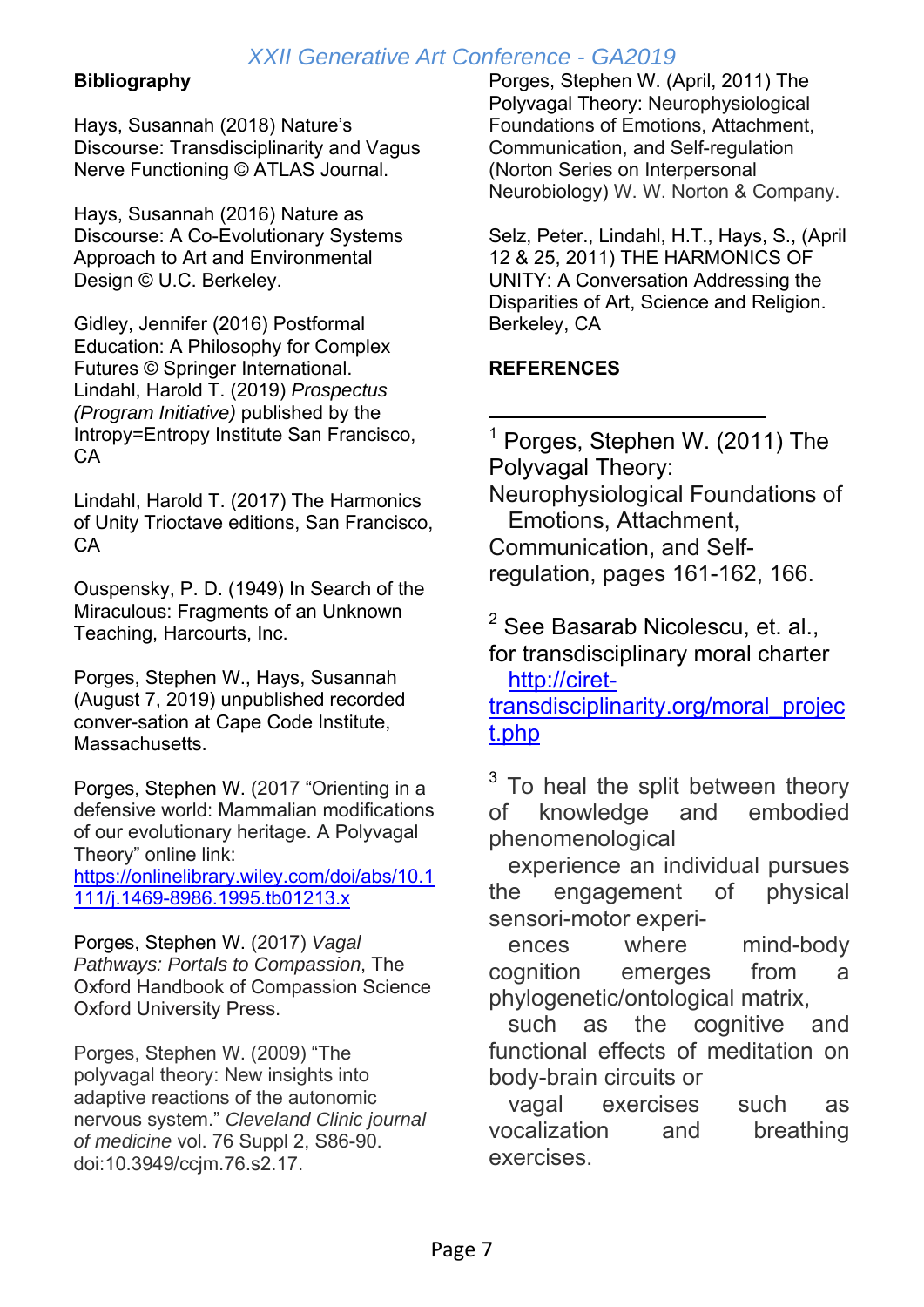**Bibliography**

Hays, Susannah (2018) Nature's Discourse: Transdisciplinarity and Vagus Nerve Functioning © ATLAS Journal.

Hays, Susannah (2016) Nature as Discourse: A Co-Evolutionary Systems Approach to Art and Environmental Design © U.C. Berkeley.

Gidley, Jennifer (2016) Postformal Education: A Philosophy for Complex Futures © Springer International.
Lindahl, Harold T. (2019) *Prospectus (Program Initiative)* published by the Intropy=Entropy Institute San Francisco, CA

Lindahl, Harold T. (2017) The Harmonics of Unity Trioctave editions, San Francisco, CA

Ouspensky, P. D. (1949) In Search of the Miraculous: Fragments of an Unknown Teaching, Harcourts, Inc.

Porges, Stephen W., Hays, Susannah (August 7, 2019) unpublished recorded conver-sation at Cape Code Institute, Massachusetts.

Porges, Stephen W. (2017 "Orienting in a defensive world: Mammalian modifications of our evolutionary heritage. A Polyvagal Theory" online link: https://onlinelibrary.wiley.com/doi/abs/10.1111/j.1469-8986.1995.tb01213.x

Porges, Stephen W. (2017) *Vagal Pathways: Portals to Compassion*, The Oxford Handbook of Compassion Science Oxford University Press.

Porges, Stephen W. (2009) "The polyvagal theory: New insights into adaptive reactions of the autonomic nervous system." *Cleveland Clinic journal of medicine* vol. 76 Suppl 2, S86-90. doi:10.3949/ccjm.76.s2.17.

Porges, Stephen W. (April, 2011) The Polyvagal Theory: Neurophysiological Foundations of Emotions, Attachment, Communication, and Self-regulation (Norton Series on Interpersonal Neurobiology) W. W. Norton & Company.

Selz, Peter., Lindahl, H.T., Hays, S., (April 12 & 25, 2011) THE HARMONICS OF UNITY: A Conversation Addressing the Disparities of Art, Science and Religion. Berkeley, CA

**REFERENCES**

---

[1] Porges, Stephen W. (2011) The Polyvagal Theory: Neurophysiological Foundations of Emotions, Attachment, Communication, and Self-regulation, pages 161-162, 166.

[2] See Basarab Nicolescu, et. al., for transdisciplinary moral charter http://ciret-transdisciplinarity.org/moral_project.php

[3] To heal the split between theory of knowledge and embodied phenomenological experience an individual pursues the engagement of physical sensori-motor experiences where mind-body cognition emerges from a phylogenetic/ontological matrix, such as the cognitive and functional effects of meditation on body-brain circuits or vagal exercises such as vocalization and breathing exercises.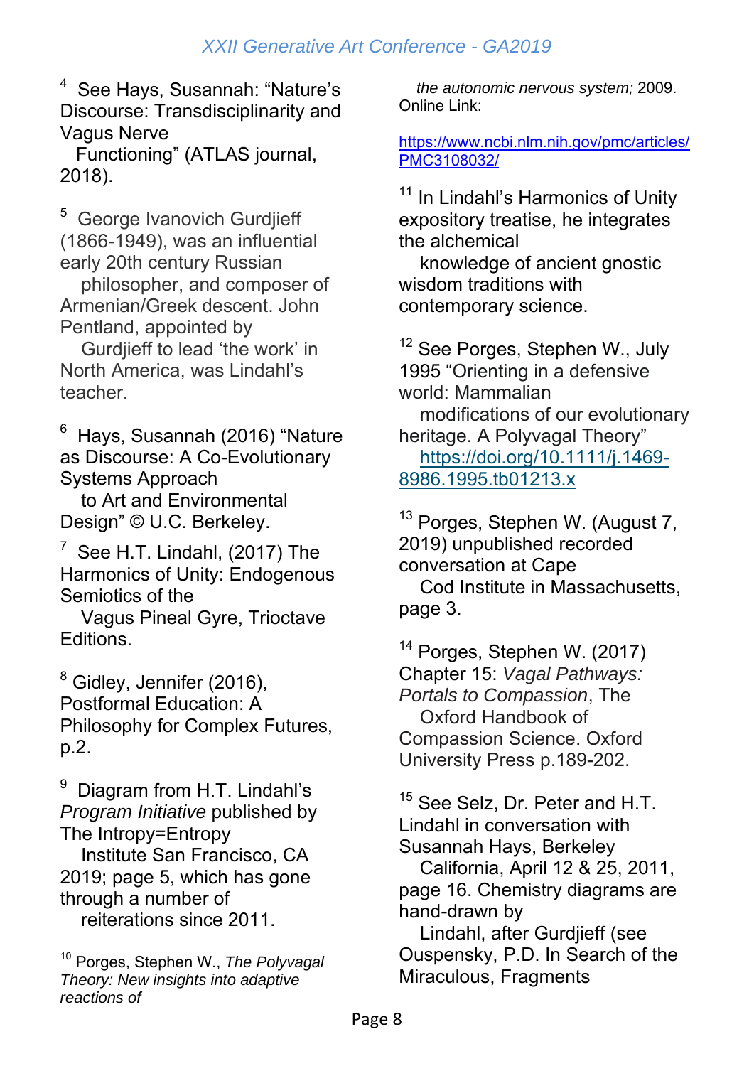[4] See Hays, Susannah: "Nature's Discourse: Transdisciplinarity and Vagus Nerve Functioning" (ATLAS journal, 2018).

[5] George Ivanovich Gurdjieff (1866-1949), was an influential early 20th century Russian philosopher, and composer of Armenian/Greek descent. John Pentland, appointed by Gurdjieff to lead 'the work' in North America, was Lindahl's teacher.

[6] Hays, Susannah (2016) "Nature as Discourse: A Co-Evolutionary Systems Approach to Art and Environmental Design" © U.C. Berkeley.

[7] See H.T. Lindahl, (2017) The Harmonics of Unity: Endogenous Semiotics of the Vagus Pineal Gyre, Trioctave Editions.

[8] Gidley, Jennifer (2016), Postformal Education: A Philosophy for Complex Futures, p.2.

[9] Diagram from H.T. Lindahl's *Program Initiative* published by The Intropy=Entropy Institute San Francisco, CA 2019; page 5, which has gone through a number of reiterations since 2011.

[10] Porges, Stephen W., *The Polyvagal Theory: New insights into adaptive reactions of the autonomic nervous system;* 2009. Online Link:

https://www.ncbi.nlm.nih.gov/pmc/articles/PMC3108032/

[11] In Lindahl's Harmonics of Unity expository treatise, he integrates the alchemical knowledge of ancient gnostic wisdom traditions with contemporary science.

[12] See Porges, Stephen W., July 1995 "Orienting in a defensive world: Mammalian modifications of our evolutionary heritage. A Polyvagal Theory" https://doi.org/10.1111/j.1469-8986.1995.tb01213.x

[13] Porges, Stephen W. (August 7, 2019) unpublished recorded conversation at Cape Cod Institute in Massachusetts, page 3.

[14] Porges, Stephen W. (2017) Chapter 15: *Vagal Pathways: Portals to Compassion*, The Oxford Handbook of Compassion Science. Oxford University Press p.189-202.

[15] See Selz, Dr. Peter and H.T. Lindahl in conversation with Susannah Hays, Berkeley California, April 12 & 25, 2011, page 16. Chemistry diagrams are hand-drawn by Lindahl, after Gurdjieff (see Ouspensky, P.D. In Search of the Miraculous, Fragments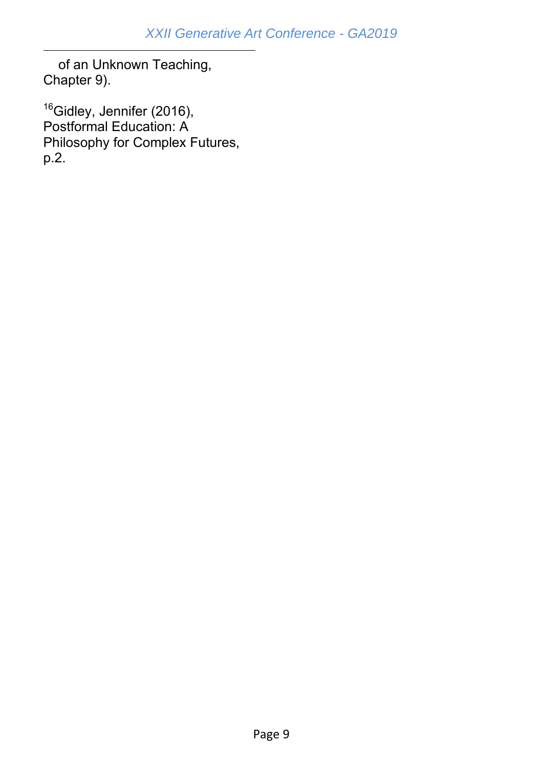of an Unknown Teaching, Chapter 9).

[16]Gidley, Jennifer (2016), Postformal Education: A Philosophy for Complex Futures, p.2.